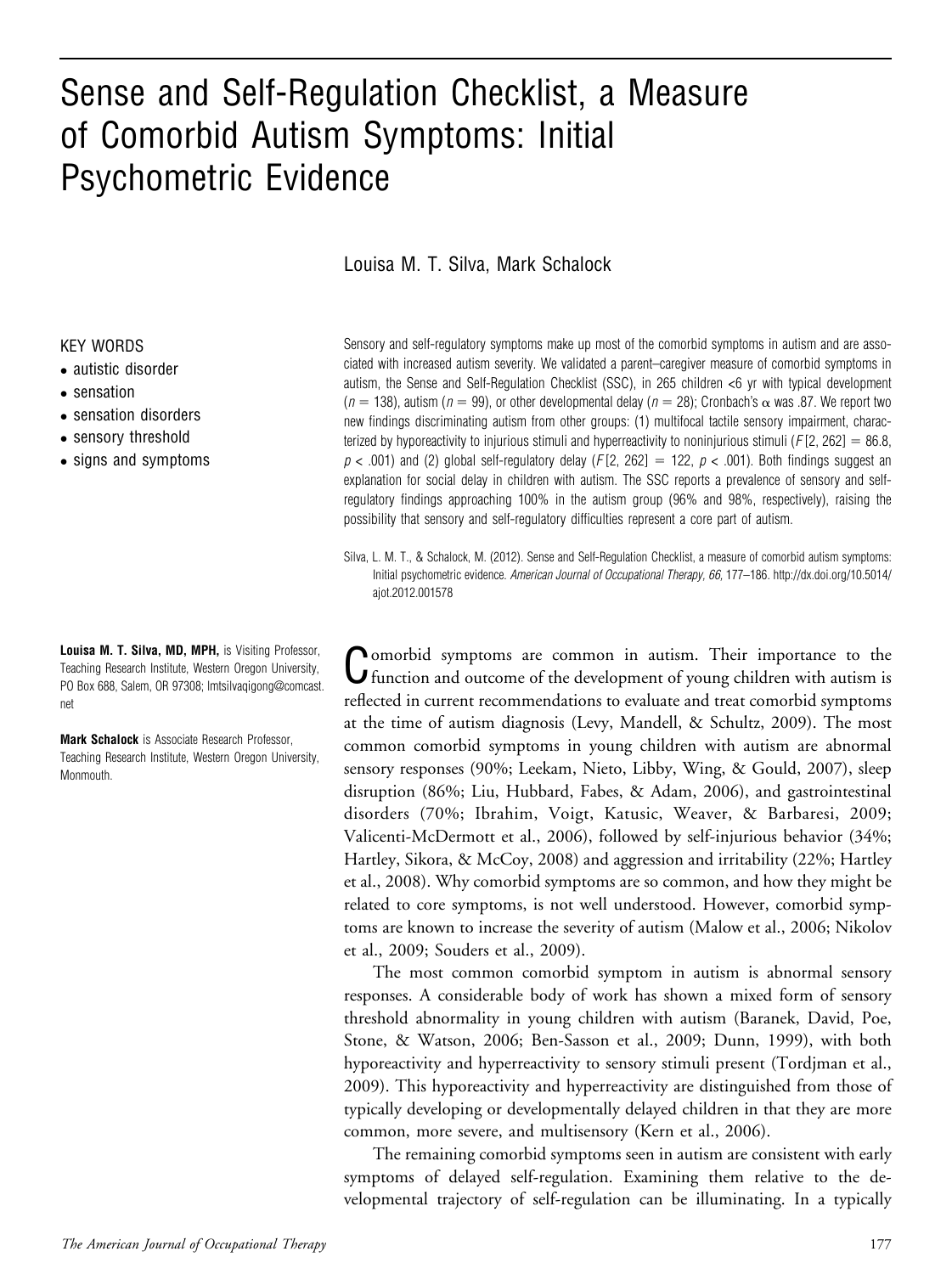# Sense and Self-Regulation Checklist, a Measure of Comorbid Autism Symptoms: Initial Psychometric Evidence

Louisa M. T. Silva, Mark Schalock

KEY WORDS

- autistic disorder
- sensation
- sensation disorders
- sensory threshold
- signs and symptoms

Sensory and self-regulatory symptoms make up most of the comorbid symptoms in autism and are associated with increased autism severity. We validated a parent–caregiver measure of comorbid symptoms in autism, the Sense and Self-Regulation Checklist (SSC), in 265 children <6 yr with typical development ($n = 138$), autism ($n = 99$), or other developmental delay ($n = 28$); Cronbach's $\alpha$ was .87. We report two new findings discriminating autism from other groups: (1) multifocal tactile sensory impairment, characterized by hyporeactivity to injurious stimuli and hyperreactivity to noninjurious stimuli ($F[2, 262] = 86.8$, $p < .001$) and (2) global self-regulatory delay ($F[2, 262] = 122$, $p < .001$). Both findings suggest an explanation for social delay in children with autism. The SSC reports a prevalence of sensory and self-regulatory findings approaching 100% in the autism group (96% and 98%, respectively), raising the possibility that sensory and self-regulatory difficulties represent a core part of autism.

Silva, L. M. T., & Schalock, M. (2012). Sense and Self-Regulation Checklist, a measure of comorbid autism symptoms: Initial psychometric evidence. *American Journal of Occupational Therapy, 66,* 177–186. http://dx.doi.org/10.5014/ajot.2012.001578

**Louisa M. T. Silva, MD, MPH,** is Visiting Professor, Teaching Research Institute, Western Oregon University, PO Box 688, Salem, OR 97308; lmtsilvaqigong@comcast.net

**Mark Schalock** is Associate Research Professor, Teaching Research Institute, Western Oregon University, Monmouth.

Comorbid symptoms are common in autism. Their importance to the function and outcome of the development of young children with autism is reflected in current recommendations to evaluate and treat comorbid symptoms at the time of autism diagnosis (Levy, Mandell, & Schultz, 2009). The most common comorbid symptoms in young children with autism are abnormal sensory responses (90%; Leekam, Nieto, Libby, Wing, & Gould, 2007), sleep disruption (86%; Liu, Hubbard, Fabes, & Adam, 2006), and gastrointestinal disorders (70%; Ibrahim, Voigt, Katusic, Weaver, & Barbaresi, 2009; Valicenti-McDermott et al., 2006), followed by self-injurious behavior (34%; Hartley, Sikora, & McCoy, 2008) and aggression and irritability (22%; Hartley et al., 2008). Why comorbid symptoms are so common, and how they might be related to core symptoms, is not well understood. However, comorbid symptoms are known to increase the severity of autism (Malow et al., 2006; Nikolov et al., 2009; Souders et al., 2009).

The most common comorbid symptom in autism is abnormal sensory responses. A considerable body of work has shown a mixed form of sensory threshold abnormality in young children with autism (Baranek, David, Poe, Stone, & Watson, 2006; Ben-Sasson et al., 2009; Dunn, 1999), with both hyporeactivity and hyperreactivity to sensory stimuli present (Tordjman et al., 2009). This hyporeactivity and hyperreactivity are distinguished from those of typically developing or developmentally delayed children in that they are more common, more severe, and multisensory (Kern et al., 2006).

The remaining comorbid symptoms seen in autism are consistent with early symptoms of delayed self-regulation. Examining them relative to the developmental trajectory of self-regulation can be illuminating. In a typically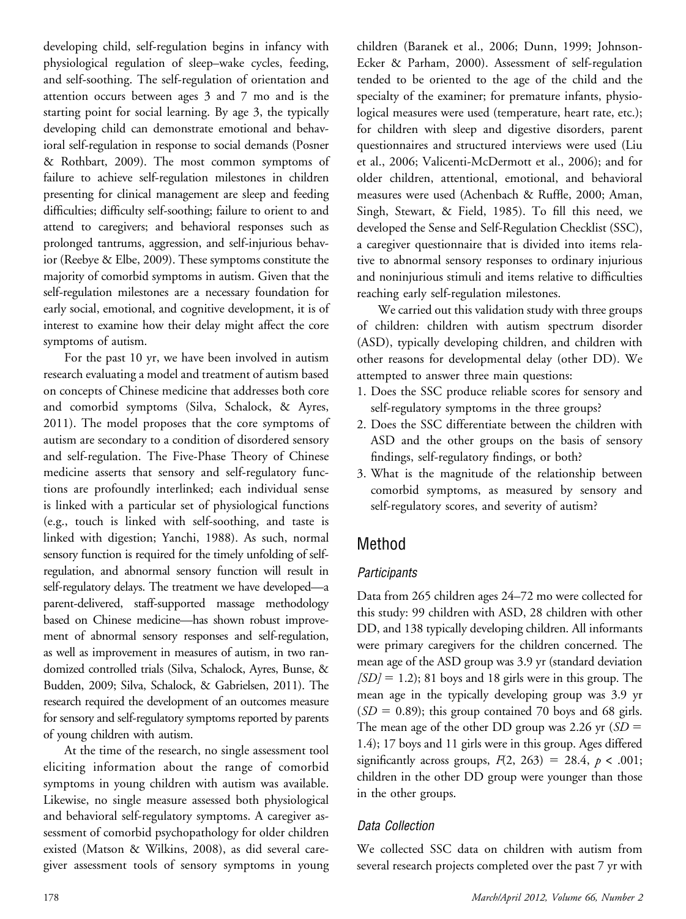developing child, self-regulation begins in infancy with physiological regulation of sleep–wake cycles, feeding, and self-soothing. The self-regulation of orientation and attention occurs between ages 3 and 7 mo and is the starting point for social learning. By age 3, the typically developing child can demonstrate emotional and behavioral self-regulation in response to social demands (Posner & Rothbart, 2009). The most common symptoms of failure to achieve self-regulation milestones in children presenting for clinical management are sleep and feeding difficulties; difficulty self-soothing; failure to orient to and attend to caregivers; and behavioral responses such as prolonged tantrums, aggression, and self-injurious behavior (Reebye & Elbe, 2009). These symptoms constitute the majority of comorbid symptoms in autism. Given that the self-regulation milestones are a necessary foundation for early social, emotional, and cognitive development, it is of interest to examine how their delay might affect the core symptoms of autism.

For the past 10 yr, we have been involved in autism research evaluating a model and treatment of autism based on concepts of Chinese medicine that addresses both core and comorbid symptoms (Silva, Schalock, & Ayres, 2011). The model proposes that the core symptoms of autism are secondary to a condition of disordered sensory and self-regulation. The Five-Phase Theory of Chinese medicine asserts that sensory and self-regulatory functions are profoundly interlinked; each individual sense is linked with a particular set of physiological functions (e.g., touch is linked with self-soothing, and taste is linked with digestion; Yanchi, 1988). As such, normal sensory function is required for the timely unfolding of self-regulation, and abnormal sensory function will result in self-regulatory delays. The treatment we have developed—a parent-delivered, staff-supported massage methodology based on Chinese medicine—has shown robust improvement of abnormal sensory responses and self-regulation, as well as improvement in measures of autism, in two randomized controlled trials (Silva, Schalock, Ayres, Bunse, & Budden, 2009; Silva, Schalock, & Gabrielsen, 2011). The research required the development of an outcomes measure for sensory and self-regulatory symptoms reported by parents of young children with autism.

At the time of the research, no single assessment tool eliciting information about the range of comorbid symptoms in young children with autism was available. Likewise, no single measure assessed both physiological and behavioral self-regulatory symptoms. A caregiver assessment of comorbid psychopathology for older children existed (Matson & Wilkins, 2008), as did several caregiver assessment tools of sensory symptoms in young children (Baranek et al., 2006; Dunn, 1999; Johnson-Ecker & Parham, 2000). Assessment of self-regulation tended to be oriented to the age of the child and the specialty of the examiner; for premature infants, physiological measures were used (temperature, heart rate, etc.); for children with sleep and digestive disorders, parent questionnaires and structured interviews were used (Liu et al., 2006; Valicenti-McDermott et al., 2006); and for older children, attentional, emotional, and behavioral measures were used (Achenbach & Ruffle, 2000; Aman, Singh, Stewart, & Field, 1985). To fill this need, we developed the Sense and Self-Regulation Checklist (SSC), a caregiver questionnaire that is divided into items relative to abnormal sensory responses to ordinary injurious and noninjurious stimuli and items relative to difficulties reaching early self-regulation milestones.

We carried out this validation study with three groups of children: children with autism spectrum disorder (ASD), typically developing children, and children with other reasons for developmental delay (other DD). We attempted to answer three main questions:

1. Does the SSC produce reliable scores for sensory and self-regulatory symptoms in the three groups?
2. Does the SSC differentiate between the children with ASD and the other groups on the basis of sensory findings, self-regulatory findings, or both?
3. What is the magnitude of the relationship between comorbid symptoms, as measured by sensory and self-regulatory scores, and severity of autism?

## Method

### *Participants*

Data from 265 children ages 24–72 mo were collected for this study: 99 children with ASD, 28 children with other DD, and 138 typically developing children. All informants were primary caregivers for the children concerned. The mean age of the ASD group was 3.9 yr (standard deviation $[SD] = 1.2$); 81 boys and 18 girls were in this group. The mean age in the typically developing group was 3.9 yr ($SD = 0.89$); this group contained 70 boys and 68 girls. The mean age of the other DD group was 2.26 yr ($SD = 1.4$); 17 boys and 11 girls were in this group. Ages differed significantly across groups, $F(2, 263) = 28.4$, $p < .001$; children in the other DD group were younger than those in the other groups.

### *Data Collection*

We collected SSC data on children with autism from several research projects completed over the past 7 yr with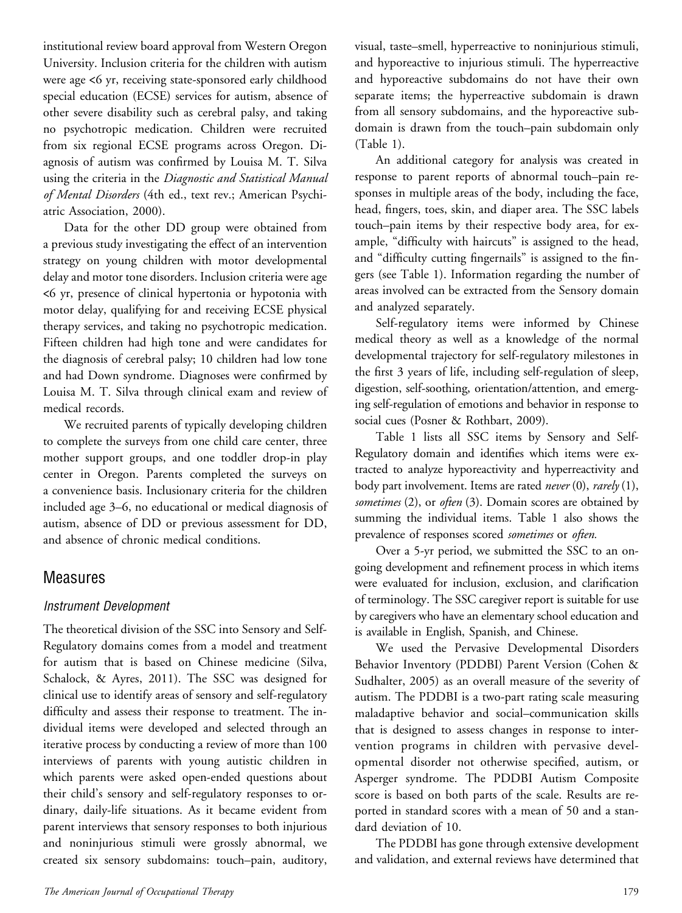institutional review board approval from Western Oregon University. Inclusion criteria for the children with autism were age <6 yr, receiving state-sponsored early childhood special education (ECSE) services for autism, absence of other severe disability such as cerebral palsy, and taking no psychotropic medication. Children were recruited from six regional ECSE programs across Oregon. Diagnosis of autism was confirmed by Louisa M. T. Silva using the criteria in the *Diagnostic and Statistical Manual of Mental Disorders* (4th ed., text rev.; American Psychiatric Association, 2000).

Data for the other DD group were obtained from a previous study investigating the effect of an intervention strategy on young children with motor developmental delay and motor tone disorders. Inclusion criteria were age <6 yr, presence of clinical hypertonia or hypotonia with motor delay, qualifying for and receiving ECSE physical therapy services, and taking no psychotropic medication. Fifteen children had high tone and were candidates for the diagnosis of cerebral palsy; 10 children had low tone and had Down syndrome. Diagnoses were confirmed by Louisa M. T. Silva through clinical exam and review of medical records.

We recruited parents of typically developing children to complete the surveys from one child care center, three mother support groups, and one toddler drop-in play center in Oregon. Parents completed the surveys on a convenience basis. Inclusionary criteria for the children included age 3–6, no educational or medical diagnosis of autism, absence of DD or previous assessment for DD, and absence of chronic medical conditions.

## Measures

### Instrument Development

The theoretical division of the SSC into Sensory and Self-Regulatory domains comes from a model and treatment for autism that is based on Chinese medicine (Silva, Schalock, & Ayres, 2011). The SSC was designed for clinical use to identify areas of sensory and self-regulatory difficulty and assess their response to treatment. The individual items were developed and selected through an iterative process by conducting a review of more than 100 interviews of parents with young autistic children in which parents were asked open-ended questions about their child's sensory and self-regulatory responses to ordinary, daily-life situations. As it became evident from parent interviews that sensory responses to both injurious and noninjurious stimuli were grossly abnormal, we created six sensory subdomains: touch–pain, auditory, visual, taste–smell, hyperreactive to noninjurious stimuli, and hyporeactive to injurious stimuli. The hyperreactive and hyporeactive subdomains do not have their own separate items; the hyperreactive subdomain is drawn from all sensory subdomains, and the hyporeactive subdomain is drawn from the touch–pain subdomain only (Table 1).

An additional category for analysis was created in response to parent reports of abnormal touch–pain responses in multiple areas of the body, including the face, head, fingers, toes, skin, and diaper area. The SSC labels touch–pain items by their respective body area, for example, "difficulty with haircuts" is assigned to the head, and "difficulty cutting fingernails" is assigned to the fingers (see Table 1). Information regarding the number of areas involved can be extracted from the Sensory domain and analyzed separately.

Self-regulatory items were informed by Chinese medical theory as well as a knowledge of the normal developmental trajectory for self-regulatory milestones in the first 3 years of life, including self-regulation of sleep, digestion, self-soothing, orientation/attention, and emerging self-regulation of emotions and behavior in response to social cues (Posner & Rothbart, 2009).

Table 1 lists all SSC items by Sensory and Self-Regulatory domain and identifies which items were extracted to analyze hyporeactivity and hyperreactivity and body part involvement. Items are rated *never* (0), *rarely* (1), *sometimes* (2), or *often* (3). Domain scores are obtained by summing the individual items. Table 1 also shows the prevalence of responses scored *sometimes* or *often.*

Over a 5-yr period, we submitted the SSC to an ongoing development and refinement process in which items were evaluated for inclusion, exclusion, and clarification of terminology. The SSC caregiver report is suitable for use by caregivers who have an elementary school education and is available in English, Spanish, and Chinese.

We used the Pervasive Developmental Disorders Behavior Inventory (PDDBI) Parent Version (Cohen & Sudhalter, 2005) as an overall measure of the severity of autism. The PDDBI is a two-part rating scale measuring maladaptive behavior and social–communication skills that is designed to assess changes in response to intervention programs in children with pervasive developmental disorder not otherwise specified, autism, or Asperger syndrome. The PDDBI Autism Composite score is based on both parts of the scale. Results are reported in standard scores with a mean of 50 and a standard deviation of 10.

The PDDBI has gone through extensive development and validation, and external reviews have determined that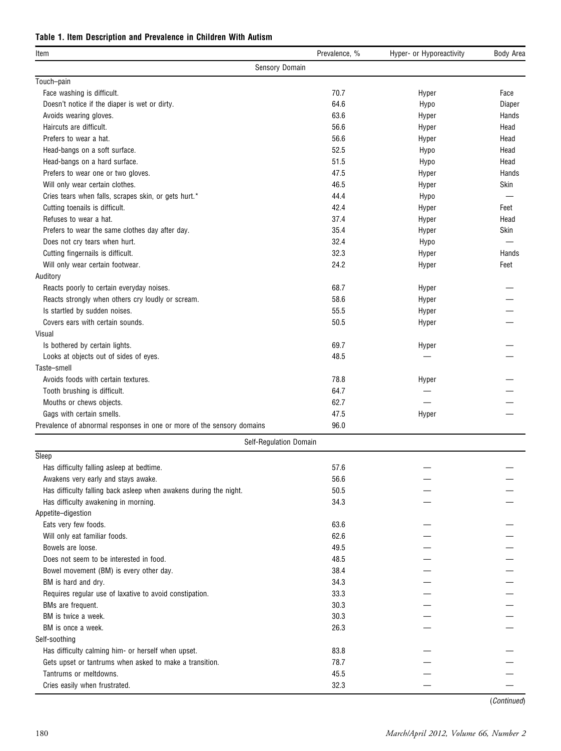**Table 1. Item Description and Prevalence in Children With Autism**

| Item | Prevalence, % | Hyper- or Hyporeactivity | Body Area |
|---|---|---|---|
| **Sensory Domain** | | | |
| Touch–pain | | | |
| Face washing is difficult. | 70.7 | Hyper | Face |
| Doesn't notice if the diaper is wet or dirty. | 64.6 | Hypo | Diaper |
| Avoids wearing gloves. | 63.6 | Hyper | Hands |
| Haircuts are difficult. | 56.6 | Hyper | Head |
| Prefers to wear a hat. | 56.6 | Hyper | Head |
| Head-bangs on a soft surface. | 52.5 | Hypo | Head |
| Head-bangs on a hard surface. | 51.5 | Hypo | Head |
| Prefers to wear one or two gloves. | 47.5 | Hyper | Hands |
| Will only wear certain clothes. | 46.5 | Hyper | Skin |
| Cries tears when falls, scrapes skin, or gets hurt.* | 44.4 | Hypo | — |
| Cutting toenails is difficult. | 42.4 | Hyper | Feet |
| Refuses to wear a hat. | 37.4 | Hyper | Head |
| Prefers to wear the same clothes day after day. | 35.4 | Hyper | Skin |
| Does not cry tears when hurt. | 32.4 | Hypo | — |
| Cutting fingernails is difficult. | 32.3 | Hyper | Hands |
| Will only wear certain footwear. | 24.2 | Hyper | Feet |
| Auditory | | | |
| Reacts poorly to certain everyday noises. | 68.7 | Hyper | — |
| Reacts strongly when others cry loudly or scream. | 58.6 | Hyper | — |
| Is startled by sudden noises. | 55.5 | Hyper | — |
| Covers ears with certain sounds. | 50.5 | Hyper | — |
| Visual | | | |
| Is bothered by certain lights. | 69.7 | Hyper | — |
| Looks at objects out of sides of eyes. | 48.5 | — | — |
| Taste–smell | | | |
| Avoids foods with certain textures. | 78.8 | Hyper | — |
| Tooth brushing is difficult. | 64.7 | — | — |
| Mouths or chews objects. | 62.7 | — | — |
| Gags with certain smells. | 47.5 | Hyper | — |
| Prevalence of abnormal responses in one or more of the sensory domains | 96.0 | | |
| **Self-Regulation Domain** | | | |
| Sleep | | | |
| Has difficulty falling asleep at bedtime. | 57.6 | — | — |
| Awakens very early and stays awake. | 56.6 | — | — |
| Has difficulty falling back asleep when awakens during the night. | 50.5 | — | — |
| Has difficulty awakening in morning. | 34.3 | — | — |
| Appetite–digestion | | | |
| Eats very few foods. | 63.6 | — | — |
| Will only eat familiar foods. | 62.6 | — | — |
| Bowels are loose. | 49.5 | — | — |
| Does not seem to be interested in food. | 48.5 | — | — |
| Bowel movement (BM) is every other day. | 38.4 | — | — |
| BM is hard and dry. | 34.3 | — | — |
| Requires regular use of laxative to avoid constipation. | 33.3 | — | — |
| BMs are frequent. | 30.3 | — | — |
| BM is twice a week. | 30.3 | — | — |
| BM is once a week. | 26.3 | — | — |
| Self-soothing | | | |
| Has difficulty calming him- or herself when upset. | 83.8 | — | — |
| Gets upset or tantrums when asked to make a transition. | 78.7 | — | — |
| Tantrums or meltdowns. | 45.5 | — | — |
| Cries easily when frustrated. | 32.3 | — | — |

(*Continued*)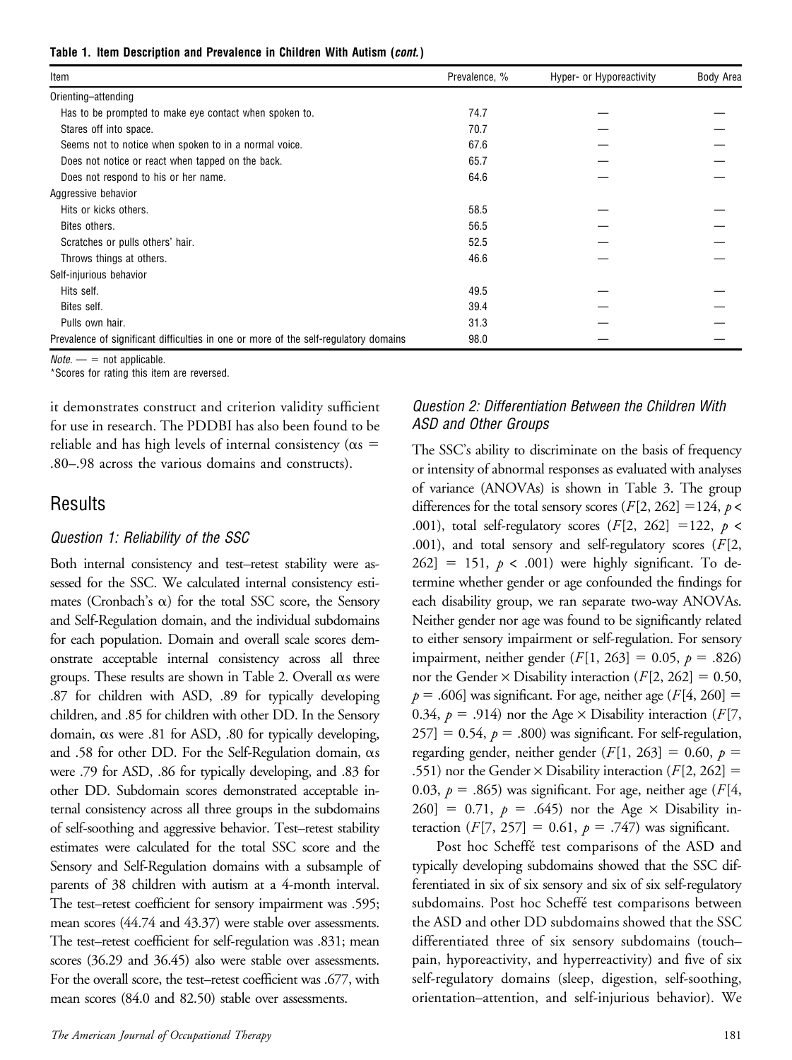**Table 1. Item Description and Prevalence in Children With Autism (*cont.*)**

| Item | Prevalence, % | Hyper- or Hyporeactivity | Body Area |
|---|---|---|---|
| Orienting–attending | | | |
| Has to be prompted to make eye contact when spoken to. | 74.7 | — | — |
| Stares off into space. | 70.7 | — | — |
| Seems not to notice when spoken to in a normal voice. | 67.6 | — | — |
| Does not notice or react when tapped on the back. | 65.7 | — | — |
| Does not respond to his or her name. | 64.6 | — | — |
| Aggressive behavior | | | |
| Hits or kicks others. | 58.5 | — | — |
| Bites others. | 56.5 | — | — |
| Scratches or pulls others' hair. | 52.5 | — | — |
| Throws things at others. | 46.6 | — | — |
| Self-injurious behavior | | | |
| Hits self. | 49.5 | — | — |
| Bites self. | 39.4 | — | — |
| Pulls own hair. | 31.3 | — | — |
| Prevalence of significant difficulties in one or more of the self-regulatory domains | 98.0 | — | — |

*Note.* — = not applicable.
*Scores for rating this item are reversed.

it demonstrates construct and criterion validity sufficient for use in research. The PDDBI has also been found to be reliable and has high levels of internal consistency (αs = .80–.98 across the various domains and constructs).

## Results

### Question 1: Reliability of the SSC

Both internal consistency and test–retest stability were assessed for the SSC. We calculated internal consistency estimates (Cronbach's α) for the total SSC score, the Sensory and Self-Regulation domain, and the individual subdomains for each population. Domain and overall scale scores demonstrate acceptable internal consistency across all three groups. These results are shown in Table 2. Overall αs were .87 for children with ASD, .89 for typically developing children, and .85 for children with other DD. In the Sensory domain, αs were .81 for ASD, .80 for typically developing, and .58 for other DD. For the Self-Regulation domain, αs were .79 for ASD, .86 for typically developing, and .83 for other DD. Subdomain scores demonstrated acceptable internal consistency across all three groups in the subdomains of self-soothing and aggressive behavior. Test–retest stability estimates were calculated for the total SSC score and the Sensory and Self-Regulation domains with a subsample of parents of 38 children with autism at a 4-month interval. The test–retest coefficient for sensory impairment was .595; mean scores (44.74 and 43.37) were stable over assessments. The test–retest coefficient for self-regulation was .831; mean scores (36.29 and 36.45) also were stable over assessments. For the overall score, the test–retest coefficient was .677, with mean scores (84.0 and 82.50) stable over assessments.

### Question 2: Differentiation Between the Children With ASD and Other Groups

The SSC's ability to discriminate on the basis of frequency or intensity of abnormal responses as evaluated with analyses of variance (ANOVAs) is shown in Table 3. The group differences for the total sensory scores ($F[2, 262] = 124$, $p < .001$), total self-regulatory scores ($F[2, 262] = 122$, $p < .001$), and total sensory and self-regulatory scores ($F[2, 262] = 151$, $p < .001$) were highly significant. To determine whether gender or age confounded the findings for each disability group, we ran separate two-way ANOVAs. Neither gender nor age was found to be significantly related to either sensory impairment or self-regulation. For sensory impairment, neither gender ($F[1, 263] = 0.05$, $p = .826$) nor the Gender × Disability interaction ($F[2, 262] = 0.50$, $p = .606$) was significant. For age, neither age ($F[4, 260] = 0.34$, $p = .914$) nor the Age × Disability interaction ($F[7, 257] = 0.54$, $p = .800$) was significant. For self-regulation, regarding gender, neither gender ($F[1, 263] = 0.60$, $p = .551$) nor the Gender × Disability interaction ($F[2, 262] = 0.03$, $p = .865$) was significant. For age, neither age ($F[4, 260] = 0.71$, $p = .645$) nor the Age × Disability interaction ($F[7, 257] = 0.61$, $p = .747$) was significant.

Post hoc Scheffé test comparisons of the ASD and typically developing subdomains showed that the SSC differentiated in six of six sensory and six of six self-regulatory subdomains. Post hoc Scheffé test comparisons between the ASD and other DD subdomains showed that the SSC differentiated three of six sensory subdomains (touch–pain, hyporeactivity, and hyperreactivity) and five of six self-regulatory domains (sleep, digestion, self-soothing, orientation–attention, and self-injurious behavior). We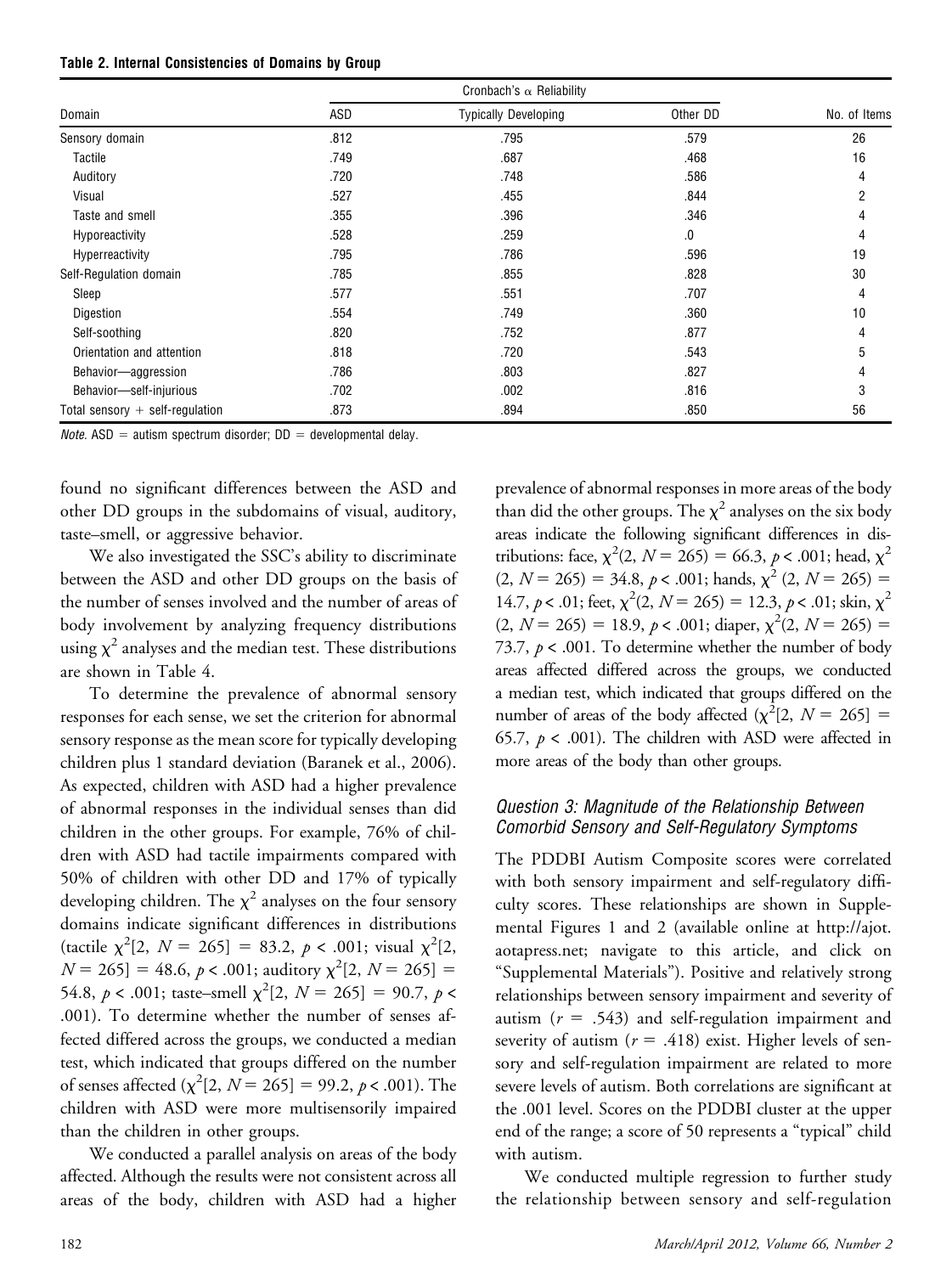**Table 2. Internal Consistencies of Domains by Group**

| Domain | Cronbach's α Reliability | | | No. of Items |
|---|---|---|---|---|
| | ASD | Typically Developing | Other DD | |
| Sensory domain | .812 | .795 | .579 | 26 |
| Tactile | .749 | .687 | .468 | 16 |
| Auditory | .720 | .748 | .586 | 4 |
| Visual | .527 | .455 | .844 | 2 |
| Taste and smell | .355 | .396 | .346 | 4 |
| Hyporeactivity | .528 | .259 | .0 | 4 |
| Hyperreactivity | .795 | .786 | .596 | 19 |
| Self-Regulation domain | .785 | .855 | .828 | 30 |
| Sleep | .577 | .551 | .707 | 4 |
| Digestion | .554 | .749 | .360 | 10 |
| Self-soothing | .820 | .752 | .877 | 4 |
| Orientation and attention | .818 | .720 | .543 | 5 |
| Behavior—aggression | .786 | .803 | .827 | 4 |
| Behavior—self-injurious | .702 | .002 | .816 | 3 |
| Total sensory + self-regulation | .873 | .894 | .850 | 56 |

*Note.* ASD = autism spectrum disorder; DD = developmental delay.

found no significant differences between the ASD and other DD groups in the subdomains of visual, auditory, taste–smell, or aggressive behavior.

We also investigated the SSC's ability to discriminate between the ASD and other DD groups on the basis of the number of senses involved and the number of areas of body involvement by analyzing frequency distributions using $\chi^2$ analyses and the median test. These distributions are shown in Table 4.

To determine the prevalence of abnormal sensory responses for each sense, we set the criterion for abnormal sensory response as the mean score for typically developing children plus 1 standard deviation (Baranek et al., 2006). As expected, children with ASD had a higher prevalence of abnormal responses in the individual senses than did children in the other groups. For example, 76% of children with ASD had tactile impairments compared with 50% of children with other DD and 17% of typically developing children. The $\chi^2$ analyses on the four sensory domains indicate significant differences in distributions (tactile $\chi^2[2, N = 265] = 83.2$, $p < .001$; visual $\chi^2[2, N = 265] = 48.6$, $p < .001$; auditory $\chi^2[2, N = 265] = 54.8$, $p < .001$; taste–smell $\chi^2[2, N = 265] = 90.7$, $p < .001$). To determine whether the number of senses affected differed across the groups, we conducted a median test, which indicated that groups differed on the number of senses affected ($\chi^2[2, N = 265] = 99.2$, $p < .001$). The children with ASD were more multisensorily impaired than the children in other groups.

We conducted a parallel analysis on areas of the body affected. Although the results were not consistent across all areas of the body, children with ASD had a higher prevalence of abnormal responses in more areas of the body than did the other groups. The $\chi^2$ analyses on the six body areas indicate the following significant differences in distributions: face, $\chi^2(2, N = 265) = 66.3$, $p < .001$; head, $\chi^2(2, N = 265) = 34.8$, $p < .001$; hands, $\chi^2(2, N = 265) = 14.7$, $p < .01$; feet, $\chi^2(2, N = 265) = 12.3$, $p < .01$; skin, $\chi^2(2, N = 265) = 18.9$, $p < .001$; diaper, $\chi^2(2, N = 265) = 73.7$, $p < .001$. To determine whether the number of body areas affected differed across the groups, we conducted a median test, which indicated that groups differed on the number of areas of the body affected ($\chi^2[2, N = 265] = 65.7$, $p < .001$). The children with ASD were affected in more areas of the body than other groups.

### *Question 3: Magnitude of the Relationship Between Comorbid Sensory and Self-Regulatory Symptoms*

The PDDBI Autism Composite scores were correlated with both sensory impairment and self-regulatory difficulty scores. These relationships are shown in Supplemental Figures 1 and 2 (available online at http://ajot.aotapress.net; navigate to this article, and click on "Supplemental Materials"). Positive and relatively strong relationships between sensory impairment and severity of autism ($r = .543$) and self-regulation impairment and severity of autism ($r = .418$) exist. Higher levels of sensory and self-regulation impairment are related to more severe levels of autism. Both correlations are significant at the .001 level. Scores on the PDDBI cluster at the upper end of the range; a score of 50 represents a "typical" child with autism.

We conducted multiple regression to further study the relationship between sensory and self-regulation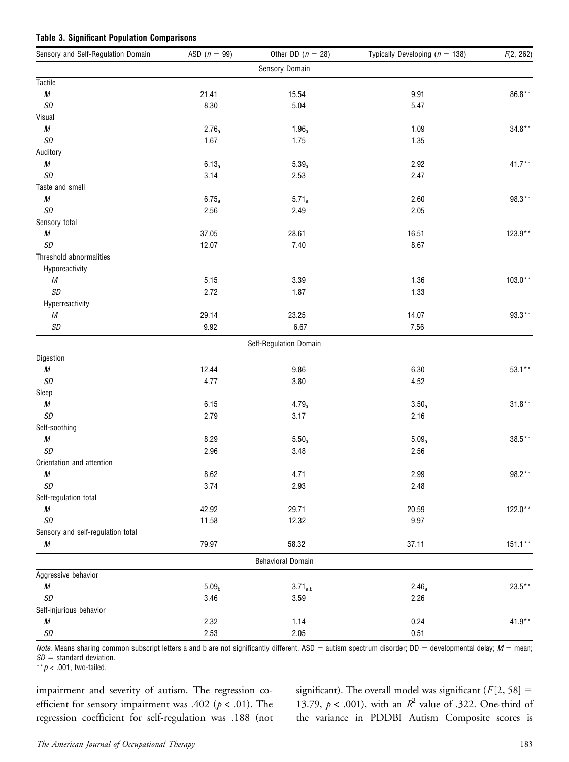**Table 3. Significant Population Comparisons**

| Sensory and Self-Regulation Domain | ASD ($n$ = 99) | Other DD ($n$ = 28) | Typically Developing ($n$ = 138) | $F$(2, 262) |
|---|---|---|---|---|
| | | Sensory Domain | | |
| Tactile | | | | |
| $M$ | 21.41 | 15.54 | 9.91 | 86.8** |
| $SD$ | 8.30 | 5.04 | 5.47 | |
| Visual | | | | |
| $M$ | $2.76_a$ | $1.96_a$ | 1.09 | 34.8** |
| $SD$ | 1.67 | 1.75 | 1.35 | |
| Auditory | | | | |
| $M$ | $6.13_a$ | $5.39_a$ | 2.92 | 41.7** |
| $SD$ | 3.14 | 2.53 | 2.47 | |
| Taste and smell | | | | |
| $M$ | $6.75_a$ | $5.71_a$ | 2.60 | 98.3** |
| $SD$ | 2.56 | 2.49 | 2.05 | |
| Sensory total | | | | |
| $M$ | 37.05 | 28.61 | 16.51 | 123.9** |
| $SD$ | 12.07 | 7.40 | 8.67 | |
| Threshold abnormalities | | | | |
| Hyporeactivity | | | | |
| $M$ | 5.15 | 3.39 | 1.36 | 103.0** |
| $SD$ | 2.72 | 1.87 | 1.33 | |
| Hyperreactivity | | | | |
| $M$ | 29.14 | 23.25 | 14.07 | 93.3** |
| $SD$ | 9.92 | 6.67 | 7.56 | |
| | | Self-Regulation Domain | | |
| Digestion | | | | |
| $M$ | 12.44 | 9.86 | 6.30 | 53.1** |
| $SD$ | 4.77 | 3.80 | 4.52 | |
| Sleep | | | | |
| $M$ | 6.15 | $4.79_a$ | $3.50_a$ | 31.8** |
| $SD$ | 2.79 | 3.17 | 2.16 | |
| Self-soothing | | | | |
| $M$ | 8.29 | $5.50_a$ | $5.09_a$ | 38.5** |
| $SD$ | 2.96 | 3.48 | 2.56 | |
| Orientation and attention | | | | |
| $M$ | 8.62 | 4.71 | 2.99 | 98.2** |
| $SD$ | 3.74 | 2.93 | 2.48 | |
| Self-regulation total | | | | |
| $M$ | 42.92 | 29.71 | 20.59 | 122.0** |
| $SD$ | 11.58 | 12.32 | 9.97 | |
| Sensory and self-regulation total | | | | |
| $M$ | 79.97 | 58.32 | 37.11 | 151.1** |
| | | Behavioral Domain | | |
| Aggressive behavior | | | | |
| $M$ | $5.09_b$ | $3.71_{a,b}$ | $2.46_a$ | 23.5** |
| $SD$ | 3.46 | 3.59 | 2.26 | |
| Self-injurious behavior | | | | |
| $M$ | 2.32 | 1.14 | 0.24 | 41.9** |
| $SD$ | 2.53 | 2.05 | 0.51 | |

*Note.* Means sharing common subscript letters a and b are not significantly different. ASD = autism spectrum disorder; DD = developmental delay; $M$ = mean; $SD$ = standard deviation.
** $p < .001$, two-tailed.

impairment and severity of autism. The regression coefficient for sensory impairment was .402 ($p < .01$). The regression coefficient for self-regulation was .188 (not significant). The overall model was significant ($F[2, 58] = 13.79$, $p < .001$), with an $R^2$ value of .322. One-third of the variance in PDDBI Autism Composite scores is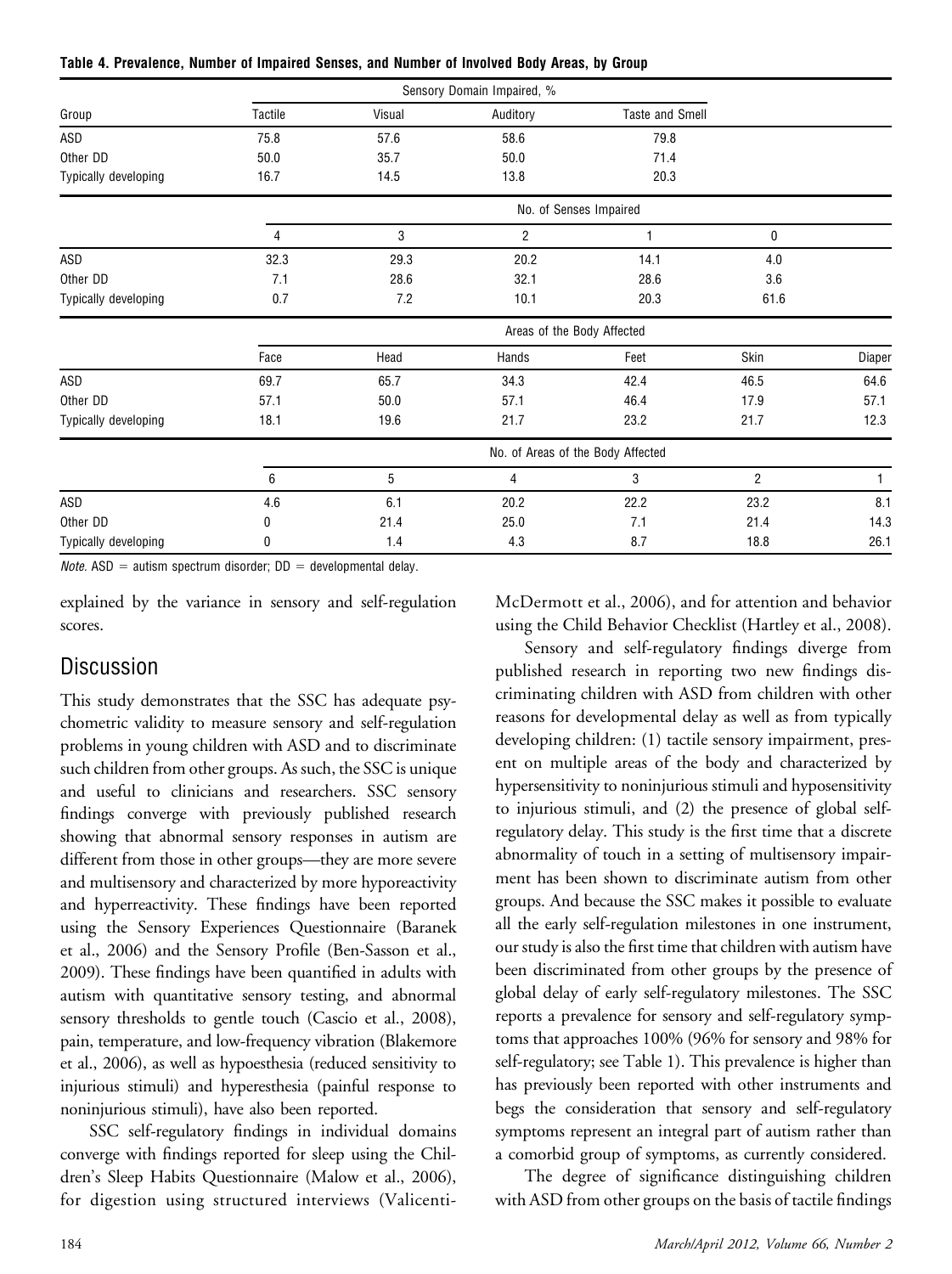**Table 4. Prevalence, Number of Impaired Senses, and Number of Involved Body Areas, by Group**

| Group | Sensory Domain Impaired, % | | | | | |
|---|---|---|---|---|---|---|
| | Tactile | Visual | Auditory | Taste and Smell | | |
| ASD | 75.8 | 57.6 | 58.6 | 79.8 | | |
| Other DD | 50.0 | 35.7 | 50.0 | 71.4 | | |
| Typically developing | 16.7 | 14.5 | 13.8 | 20.3 | | |
| | No. of Senses Impaired | | | | | |
| | 4 | 3 | 2 | 1 | 0 | |
| ASD | 32.3 | 29.3 | 20.2 | 14.1 | 4.0 | |
| Other DD | 7.1 | 28.6 | 32.1 | 28.6 | 3.6 | |
| Typically developing | 0.7 | 7.2 | 10.1 | 20.3 | 61.6 | |
| | Areas of the Body Affected | | | | | |
| | Face | Head | Hands | Feet | Skin | Diaper |
| ASD | 69.7 | 65.7 | 34.3 | 42.4 | 46.5 | 64.6 |
| Other DD | 57.1 | 50.0 | 57.1 | 46.4 | 17.9 | 57.1 |
| Typically developing | 18.1 | 19.6 | 21.7 | 23.2 | 21.7 | 12.3 |
| | No. of Areas of the Body Affected | | | | | |
| | 6 | 5 | 4 | 3 | 2 | 1 |
| ASD | 4.6 | 6.1 | 20.2 | 22.2 | 23.2 | 8.1 |
| Other DD | 0 | 21.4 | 25.0 | 7.1 | 21.4 | 14.3 |
| Typically developing | 0 | 1.4 | 4.3 | 8.7 | 18.8 | 26.1 |

*Note.* ASD = autism spectrum disorder; DD = developmental delay.

explained by the variance in sensory and self-regulation scores.

## Discussion

This study demonstrates that the SSC has adequate psychometric validity to measure sensory and self-regulation problems in young children with ASD and to discriminate such children from other groups. As such, the SSC is unique and useful to clinicians and researchers. SSC sensory findings converge with previously published research showing that abnormal sensory responses in autism are different from those in other groups—they are more severe and multisensory and characterized by more hyporeactivity and hyperreactivity. These findings have been reported using the Sensory Experiences Questionnaire (Baranek et al., 2006) and the Sensory Profile (Ben-Sasson et al., 2009). These findings have been quantified in adults with autism with quantitative sensory testing, and abnormal sensory thresholds to gentle touch (Cascio et al., 2008), pain, temperature, and low-frequency vibration (Blakemore et al., 2006), as well as hypoesthesia (reduced sensitivity to injurious stimuli) and hyperesthesia (painful response to noninjurious stimuli), have also been reported.

SSC self-regulatory findings in individual domains converge with findings reported for sleep using the Children's Sleep Habits Questionnaire (Malow et al., 2006), for digestion using structured interviews (Valicenti-McDermott et al., 2006), and for attention and behavior using the Child Behavior Checklist (Hartley et al., 2008).

Sensory and self-regulatory findings diverge from published research in reporting two new findings discriminating children with ASD from children with other reasons for developmental delay as well as from typically developing children: (1) tactile sensory impairment, present on multiple areas of the body and characterized by hypersensitivity to noninjurious stimuli and hyposensitivity to injurious stimuli, and (2) the presence of global self-regulatory delay. This study is the first time that a discrete abnormality of touch in a setting of multisensory impairment has been shown to discriminate autism from other groups. And because the SSC makes it possible to evaluate all the early self-regulation milestones in one instrument, our study is also the first time that children with autism have been discriminated from other groups by the presence of global delay of early self-regulatory milestones. The SSC reports a prevalence for sensory and self-regulatory symptoms that approaches 100% (96% for sensory and 98% for self-regulatory; see Table 1). This prevalence is higher than has previously been reported with other instruments and begs the consideration that sensory and self-regulatory symptoms represent an integral part of autism rather than a comorbid group of symptoms, as currently considered.

The degree of significance distinguishing children with ASD from other groups on the basis of tactile findings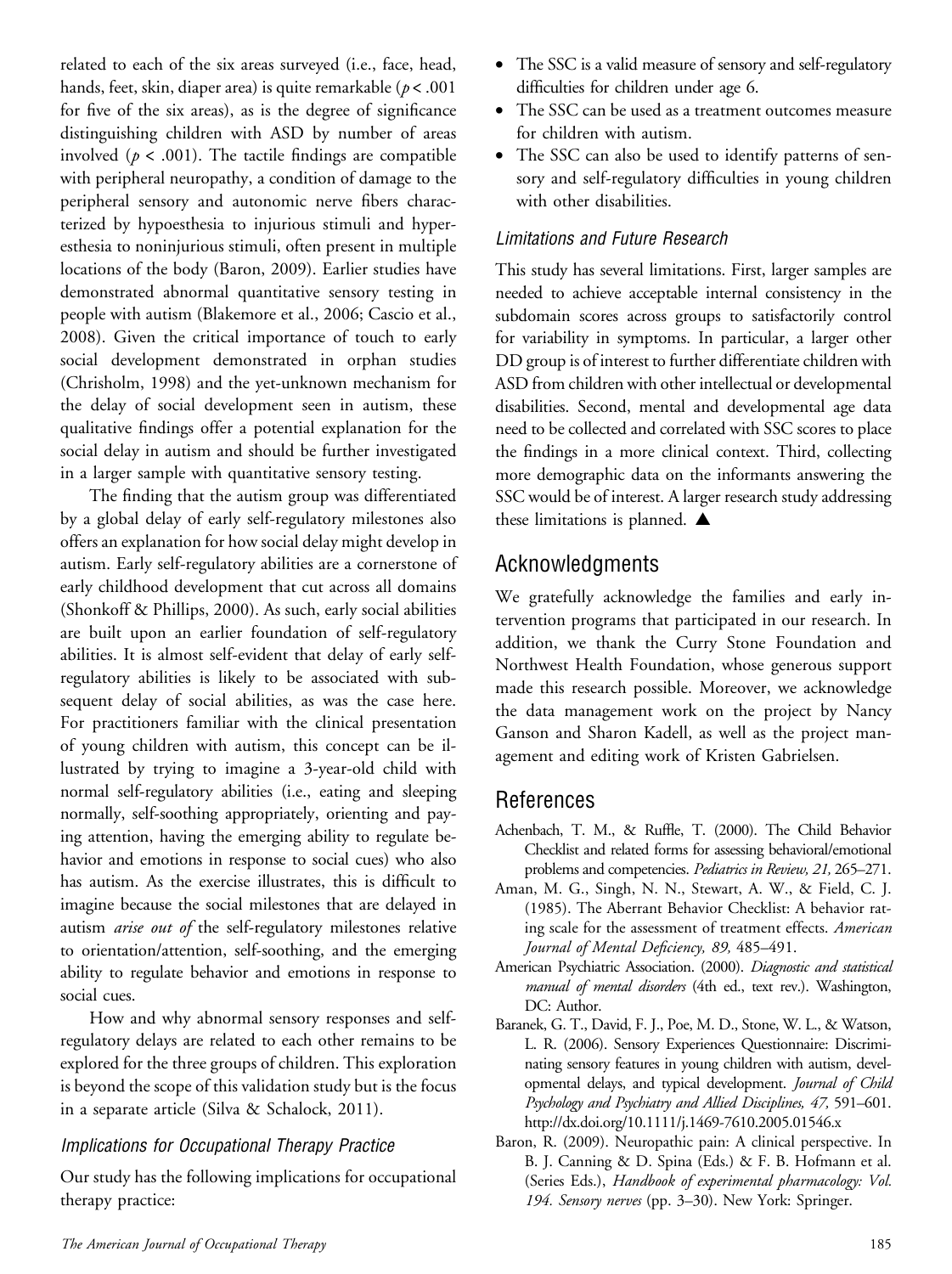related to each of the six areas surveyed (i.e., face, head, hands, feet, skin, diaper area) is quite remarkable ($p < .001$ for five of the six areas), as is the degree of significance distinguishing children with ASD by number of areas involved ($p < .001$). The tactile findings are compatible with peripheral neuropathy, a condition of damage to the peripheral sensory and autonomic nerve fibers characterized by hypoesthesia to injurious stimuli and hyperesthesia to noninjurious stimuli, often present in multiple locations of the body (Baron, 2009). Earlier studies have demonstrated abnormal quantitative sensory testing in people with autism (Blakemore et al., 2006; Cascio et al., 2008). Given the critical importance of touch to early social development demonstrated in orphan studies (Chrisholm, 1998) and the yet-unknown mechanism for the delay of social development seen in autism, these qualitative findings offer a potential explanation for the social delay in autism and should be further investigated in a larger sample with quantitative sensory testing.

The finding that the autism group was differentiated by a global delay of early self-regulatory milestones also offers an explanation for how social delay might develop in autism. Early self-regulatory abilities are a cornerstone of early childhood development that cut across all domains (Shonkoff & Phillips, 2000). As such, early social abilities are built upon an earlier foundation of self-regulatory abilities. It is almost self-evident that delay of early self-regulatory abilities is likely to be associated with subsequent delay of social abilities, as was the case here. For practitioners familiar with the clinical presentation of young children with autism, this concept can be illustrated by trying to imagine a 3-year-old child with normal self-regulatory abilities (i.e., eating and sleeping normally, self-soothing appropriately, orienting and paying attention, having the emerging ability to regulate behavior and emotions in response to social cues) who also has autism. As the exercise illustrates, this is difficult to imagine because the social milestones that are delayed in autism *arise out of* the self-regulatory milestones relative to orientation/attention, self-soothing, and the emerging ability to regulate behavior and emotions in response to social cues.

How and why abnormal sensory responses and self-regulatory delays are related to each other remains to be explored for the three groups of children. This exploration is beyond the scope of this validation study but is the focus in a separate article (Silva & Schalock, 2011).

### Implications for Occupational Therapy Practice

Our study has the following implications for occupational therapy practice:

- The SSC is a valid measure of sensory and self-regulatory difficulties for children under age 6.
- The SSC can be used as a treatment outcomes measure for children with autism.
- The SSC can also be used to identify patterns of sensory and self-regulatory difficulties in young children with other disabilities.

### Limitations and Future Research

This study has several limitations. First, larger samples are needed to achieve acceptable internal consistency in the subdomain scores across groups to satisfactorily control for variability in symptoms. In particular, a larger other DD group is of interest to further differentiate children with ASD from children with other intellectual or developmental disabilities. Second, mental and developmental age data need to be collected and correlated with SSC scores to place the findings in a more clinical context. Third, collecting more demographic data on the informants answering the SSC would be of interest. A larger research study addressing these limitations is planned. ▲

## Acknowledgments

We gratefully acknowledge the families and early intervention programs that participated in our research. In addition, we thank the Curry Stone Foundation and Northwest Health Foundation, whose generous support made this research possible. Moreover, we acknowledge the data management work on the project by Nancy Ganson and Sharon Kadell, as well as the project management and editing work of Kristen Gabrielsen.

## References

Achenbach, T. M., & Ruffle, T. (2000). The Child Behavior Checklist and related forms for assessing behavioral/emotional problems and competencies. *Pediatrics in Review, 21,* 265–271.

Aman, M. G., Singh, N. N., Stewart, A. W., & Field, C. J. (1985). The Aberrant Behavior Checklist: A behavior rating scale for the assessment of treatment effects. *American Journal of Mental Deficiency, 89,* 485–491.

American Psychiatric Association. (2000). *Diagnostic and statistical manual of mental disorders* (4th ed., text rev.). Washington, DC: Author.

Baranek, G. T., David, F. J., Poe, M. D., Stone, W. L., & Watson, L. R. (2006). Sensory Experiences Questionnaire: Discriminating sensory features in young children with autism, developmental delays, and typical development. *Journal of Child Psychology and Psychiatry and Allied Disciplines, 47,* 591–601. http://dx.doi.org/10.1111/j.1469-7610.2005.01546.x

Baron, R. (2009). Neuropathic pain: A clinical perspective. In B. J. Canning & D. Spina (Eds.) & F. B. Hofmann et al. (Series Eds.), *Handbook of experimental pharmacology: Vol. 194. Sensory nerves* (pp. 3–30). New York: Springer.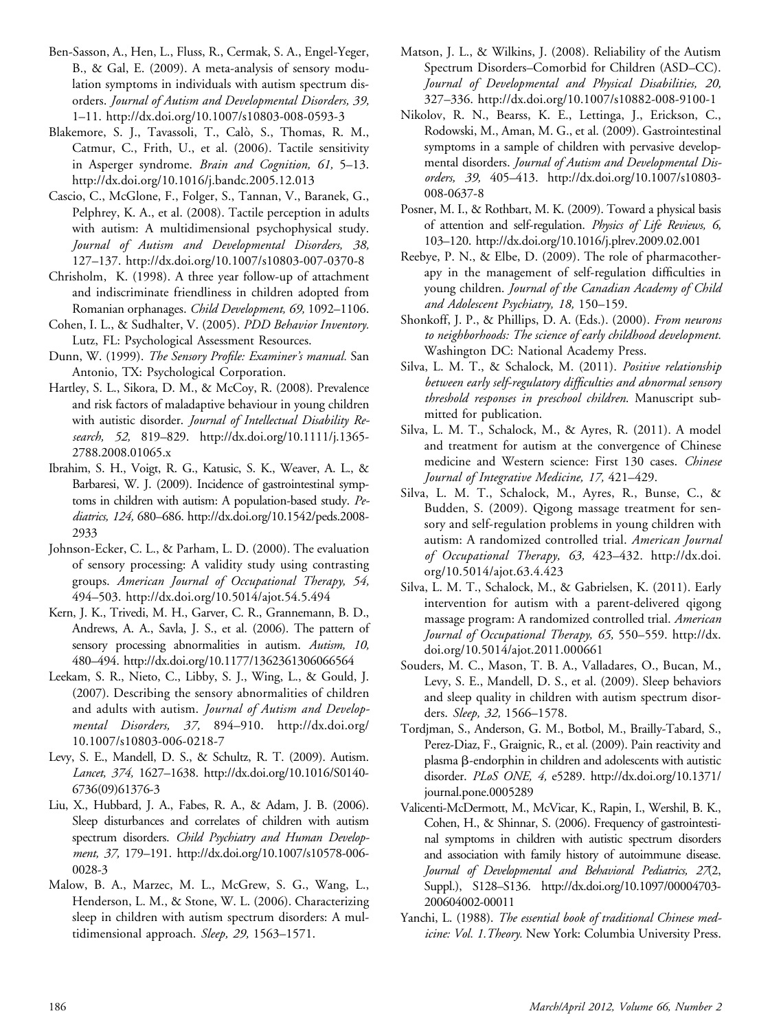Ben-Sasson, A., Hen, L., Fluss, R., Cermak, S. A., Engel-Yeger, B., & Gal, E. (2009). A meta-analysis of sensory modulation symptoms in individuals with autism spectrum disorders. *Journal of Autism and Developmental Disorders, 39,* 1–11. http://dx.doi.org/10.1007/s10803-008-0593-3

Blakemore, S. J., Tavassoli, T., Calò, S., Thomas, R. M., Catmur, C., Frith, U., et al. (2006). Tactile sensitivity in Asperger syndrome. *Brain and Cognition, 61,* 5–13. http://dx.doi.org/10.1016/j.bandc.2005.12.013

Cascio, C., McGlone, F., Folger, S., Tannan, V., Baranek, G., Pelphrey, K. A., et al. (2008). Tactile perception in adults with autism: A multidimensional psychophysical study. *Journal of Autism and Developmental Disorders, 38,* 127–137. http://dx.doi.org/10.1007/s10803-007-0370-8

Chrisholm, K. (1998). A three year follow-up of attachment and indiscriminate friendliness in children adopted from Romanian orphanages. *Child Development, 69,* 1092–1106.

Cohen, I. L., & Sudhalter, V. (2005). *PDD Behavior Inventory.* Lutz, FL: Psychological Assessment Resources.

Dunn, W. (1999). *The Sensory Profile: Examiner's manual.* San Antonio, TX: Psychological Corporation.

Hartley, S. L., Sikora, D. M., & McCoy, R. (2008). Prevalence and risk factors of maladaptive behaviour in young children with autistic disorder. *Journal of Intellectual Disability Research, 52,* 819–829. http://dx.doi.org/10.1111/j.1365-2788.2008.01065.x

Ibrahim, S. H., Voigt, R. G., Katusic, S. K., Weaver, A. L., & Barbaresi, W. J. (2009). Incidence of gastrointestinal symptoms in children with autism: A population-based study. *Pediatrics, 124,* 680–686. http://dx.doi.org/10.1542/peds.2008-2933

Johnson-Ecker, C. L., & Parham, L. D. (2000). The evaluation of sensory processing: A validity study using contrasting groups. *American Journal of Occupational Therapy, 54,* 494–503. http://dx.doi.org/10.5014/ajot.54.5.494

Kern, J. K., Trivedi, M. H., Garver, C. R., Grannemann, B. D., Andrews, A. A., Savla, J. S., et al. (2006). The pattern of sensory processing abnormalities in autism. *Autism, 10,* 480–494. http://dx.doi.org/10.1177/1362361306066564

Leekam, S. R., Nieto, C., Libby, S. J., Wing, L., & Gould, J. (2007). Describing the sensory abnormalities of children and adults with autism. *Journal of Autism and Developmental Disorders, 37,* 894–910. http://dx.doi.org/10.1007/s10803-006-0218-7

Levy, S. E., Mandell, D. S., & Schultz, R. T. (2009). Autism. *Lancet, 374,* 1627–1638. http://dx.doi.org/10.1016/S0140-6736(09)61376-3

Liu, X., Hubbard, J. A., Fabes, R. A., & Adam, J. B. (2006). Sleep disturbances and correlates of children with autism spectrum disorders. *Child Psychiatry and Human Development, 37,* 179–191. http://dx.doi.org/10.1007/s10578-006-0028-3

Malow, B. A., Marzec, M. L., McGrew, S. G., Wang, L., Henderson, L. M., & Stone, W. L. (2006). Characterizing sleep in children with autism spectrum disorders: A multidimensional approach. *Sleep, 29,* 1563–1571.

Matson, J. L., & Wilkins, J. (2008). Reliability of the Autism Spectrum Disorders–Comorbid for Children (ASD–CC). *Journal of Developmental and Physical Disabilities, 20,* 327–336. http://dx.doi.org/10.1007/s10882-008-9100-1

Nikolov, R. N., Bearss, K. E., Lettinga, J., Erickson, C., Rodowski, M., Aman, M. G., et al. (2009). Gastrointestinal symptoms in a sample of children with pervasive developmental disorders. *Journal of Autism and Developmental Disorders, 39,* 405–413. http://dx.doi.org/10.1007/s10803-008-0637-8

Posner, M. I., & Rothbart, M. K. (2009). Toward a physical basis of attention and self-regulation. *Physics of Life Reviews, 6,* 103–120. http://dx.doi.org/10.1016/j.plrev.2009.02.001

Reebye, P. N., & Elbe, D. (2009). The role of pharmacotherapy in the management of self-regulation difficulties in young children. *Journal of the Canadian Academy of Child and Adolescent Psychiatry, 18,* 150–159.

Shonkoff, J. P., & Phillips, D. A. (Eds.). (2000). *From neurons to neighborhoods: The science of early childhood development.* Washington DC: National Academy Press.

Silva, L. M. T., & Schalock, M. (2011). *Positive relationship between early self-regulatory difficulties and abnormal sensory threshold responses in preschool children.* Manuscript submitted for publication.

Silva, L. M. T., Schalock, M., & Ayres, R. (2011). A model and treatment for autism at the convergence of Chinese medicine and Western science: First 130 cases. *Chinese Journal of Integrative Medicine, 17,* 421–429.

Silva, L. M. T., Schalock, M., Ayres, R., Bunse, C., & Budden, S. (2009). Qigong massage treatment for sensory and self-regulation problems in young children with autism: A randomized controlled trial. *American Journal of Occupational Therapy, 63,* 423–432. http://dx.doi.org/10.5014/ajot.63.4.423

Silva, L. M. T., Schalock, M., & Gabrielsen, K. (2011). Early intervention for autism with a parent-delivered qigong massage program: A randomized controlled trial. *American Journal of Occupational Therapy, 65,* 550–559. http://dx.doi.org/10.5014/ajot.2011.000661

Souders, M. C., Mason, T. B. A., Valladares, O., Bucan, M., Levy, S. E., Mandell, D. S., et al. (2009). Sleep behaviors and sleep quality in children with autism spectrum disorders. *Sleep, 32,* 1566–1578.

Tordjman, S., Anderson, G. M., Botbol, M., Brailly-Tabard, S., Perez-Diaz, F., Graignic, R., et al. (2009). Pain reactivity and plasma β-endorphin in children and adolescents with autistic disorder. *PLoS ONE, 4,* e5289. http://dx.doi.org/10.1371/journal.pone.0005289

Valicenti-McDermott, M., McVicar, K., Rapin, I., Wershil, B. K., Cohen, H., & Shinnar, S. (2006). Frequency of gastrointestinal symptoms in children with autistic spectrum disorders and association with family history of autoimmune disease. *Journal of Developmental and Behavioral Pediatrics, 27*(2, Suppl.), S128–S136. http://dx.doi.org/10.1097/00004703-200604002-00011

Yanchi, L. (1988). *The essential book of traditional Chinese medicine: Vol. 1. Theory.* New York: Columbia University Press.